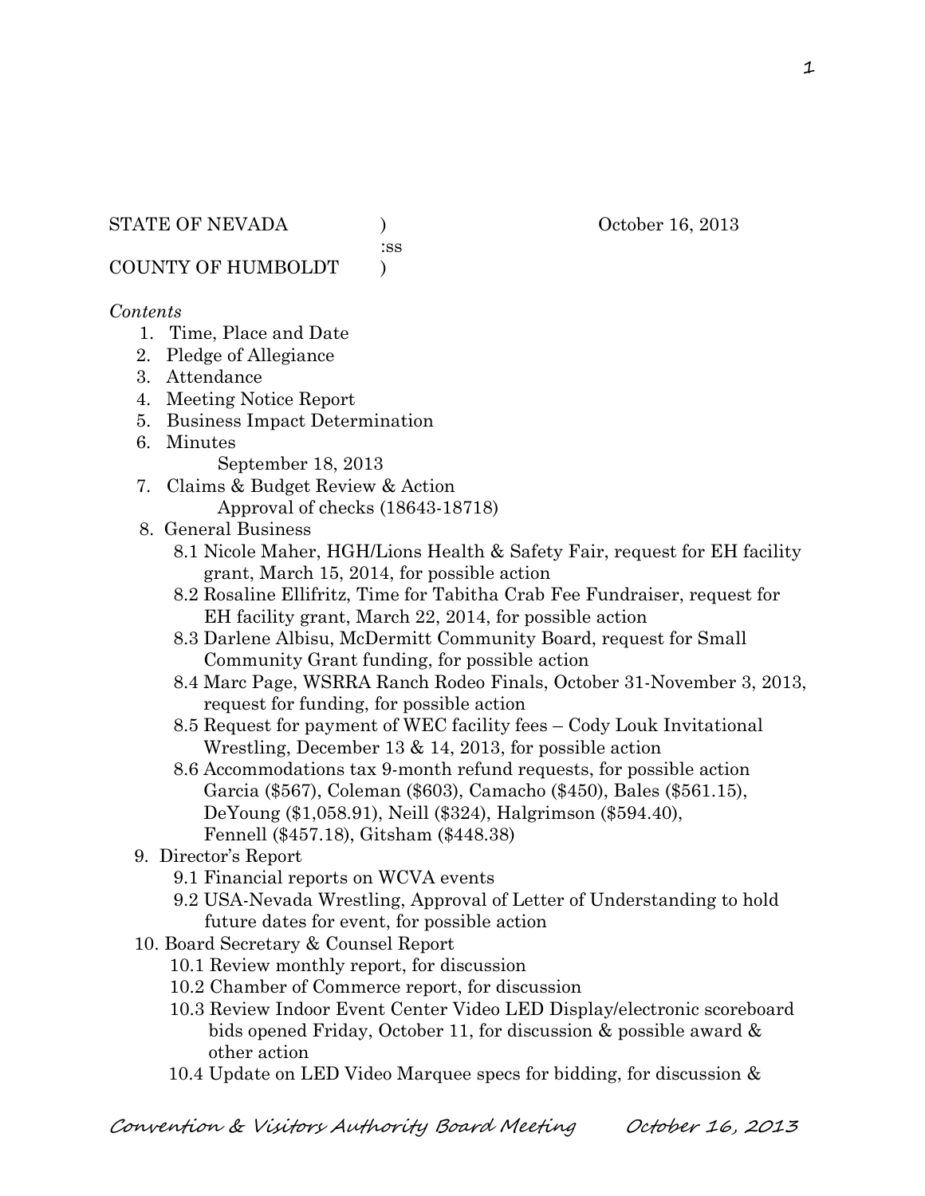STATE OF NEVADA ) October 16, 2013
:ss
COUNTY OF HUMBOLDT )

*Contents*

1. Time, Place and Date
2. Pledge of Allegiance
3. Attendance
4. Meeting Notice Report
5. Business Impact Determination
6. Minutes
   September 18, 2013
7. Claims & Budget Review & Action
   Approval of checks (18643-18718)
8. General Business
   - 8.1 Nicole Maher, HGH/Lions Health & Safety Fair, request for EH facility grant, March 15, 2014, for possible action
   - 8.2 Rosaline Ellifritz, Time for Tabitha Crab Fee Fundraiser, request for EH facility grant, March 22, 2014, for possible action
   - 8.3 Darlene Albisu, McDermitt Community Board, request for Small Community Grant funding, for possible action
   - 8.4 Marc Page, WSRRA Ranch Rodeo Finals, October 31-November 3, 2013, request for funding, for possible action
   - 8.5 Request for payment of WEC facility fees – Cody Louk Invitational Wrestling, December 13 & 14, 2013, for possible action
   - 8.6 Accommodations tax 9-month refund requests, for possible action Garcia ($567), Coleman ($603), Camacho ($450), Bales ($561.15), DeYoung ($1,058.91), Neill ($324), Halgrimson ($594.40), Fennell ($457.18), Gitsham ($448.38)
9. Director's Report
   - 9.1 Financial reports on WCVA events
   - 9.2 USA-Nevada Wrestling, Approval of Letter of Understanding to hold future dates for event, for possible action
10. Board Secretary & Counsel Report
    - 10.1 Review monthly report, for discussion
    - 10.2 Chamber of Commerce report, for discussion
    - 10.3 Review Indoor Event Center Video LED Display/electronic scoreboard bids opened Friday, October 11, for discussion & possible award & other action
    - 10.4 Update on LED Video Marquee specs for bidding, for discussion &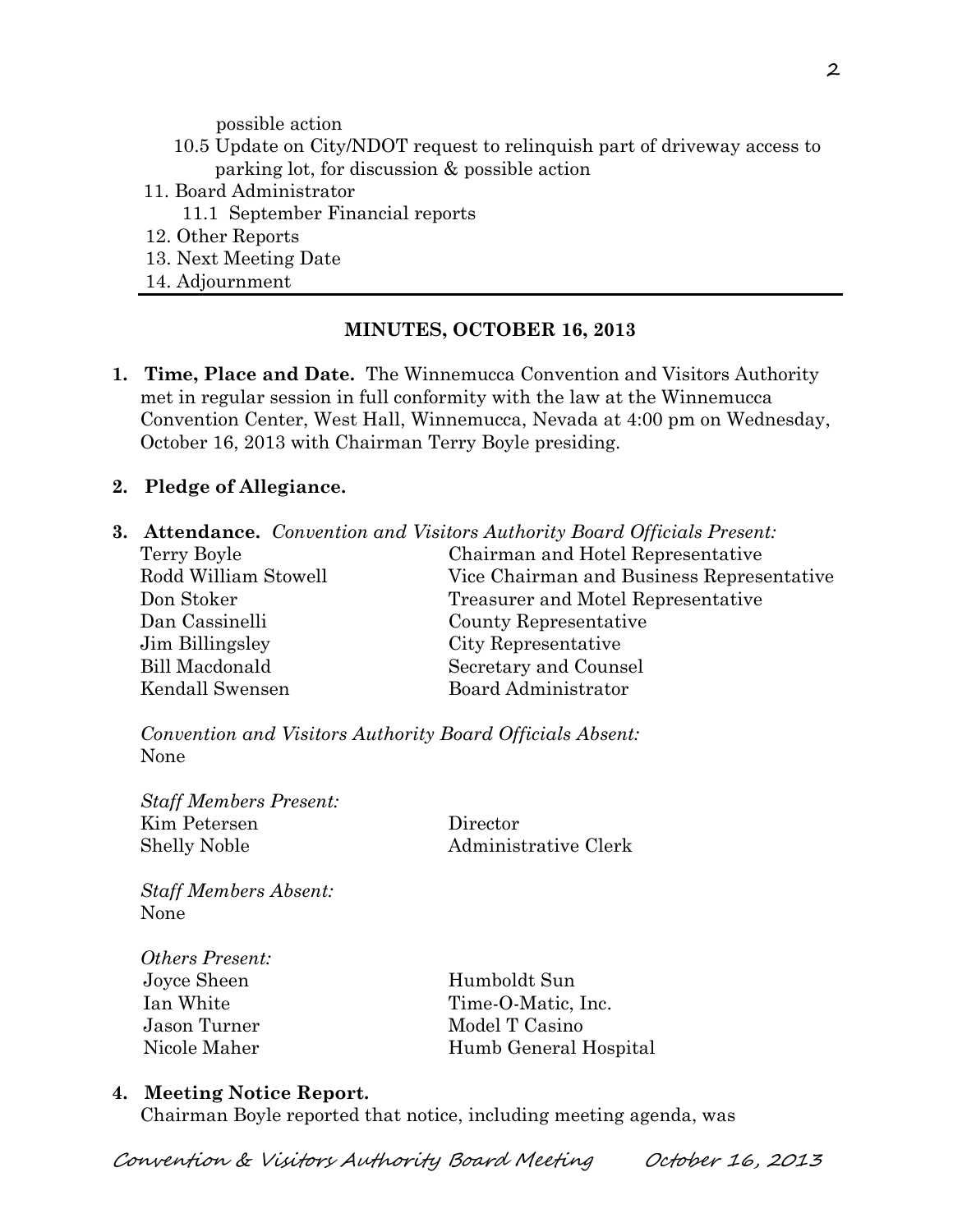possible action

10.5 Update on City/NDOT request to relinquish part of driveway access to parking lot, for discussion & possible action

11. Board Administrator
    11.1 September Financial reports
12. Other Reports
13. Next Meeting Date
14. Adjournment

---

**MINUTES, OCTOBER 16, 2013**

1. **Time, Place and Date.** The Winnemucca Convention and Visitors Authority met in regular session in full conformity with the law at the Winnemucca Convention Center, West Hall, Winnemucca, Nevada at 4:00 pm on Wednesday, October 16, 2013 with Chairman Terry Boyle presiding.

2. **Pledge of Allegiance.**

3. **Attendance.** *Convention and Visitors Authority Board Officials Present:*

| | |
|---|---|
| Terry Boyle | Chairman and Hotel Representative |
| Rodd William Stowell | Vice Chairman and Business Representative |
| Don Stoker | Treasurer and Motel Representative |
| Dan Cassinelli | County Representative |
| Jim Billingsley | City Representative |
| Bill Macdonald | Secretary and Counsel |
| Kendall Swensen | Board Administrator |

*Convention and Visitors Authority Board Officials Absent:*
None

*Staff Members Present:*

| | |
|---|---|
| Kim Petersen | Director |
| Shelly Noble | Administrative Clerk |

*Staff Members Absent:*
None

*Others Present:*

| | |
|---|---|
| Joyce Sheen | Humboldt Sun |
| Ian White | Time-O-Matic, Inc. |
| Jason Turner | Model T Casino |
| Nicole Maher | Humb General Hospital |

4. **Meeting Notice Report.**
   Chairman Boyle reported that notice, including meeting agenda, was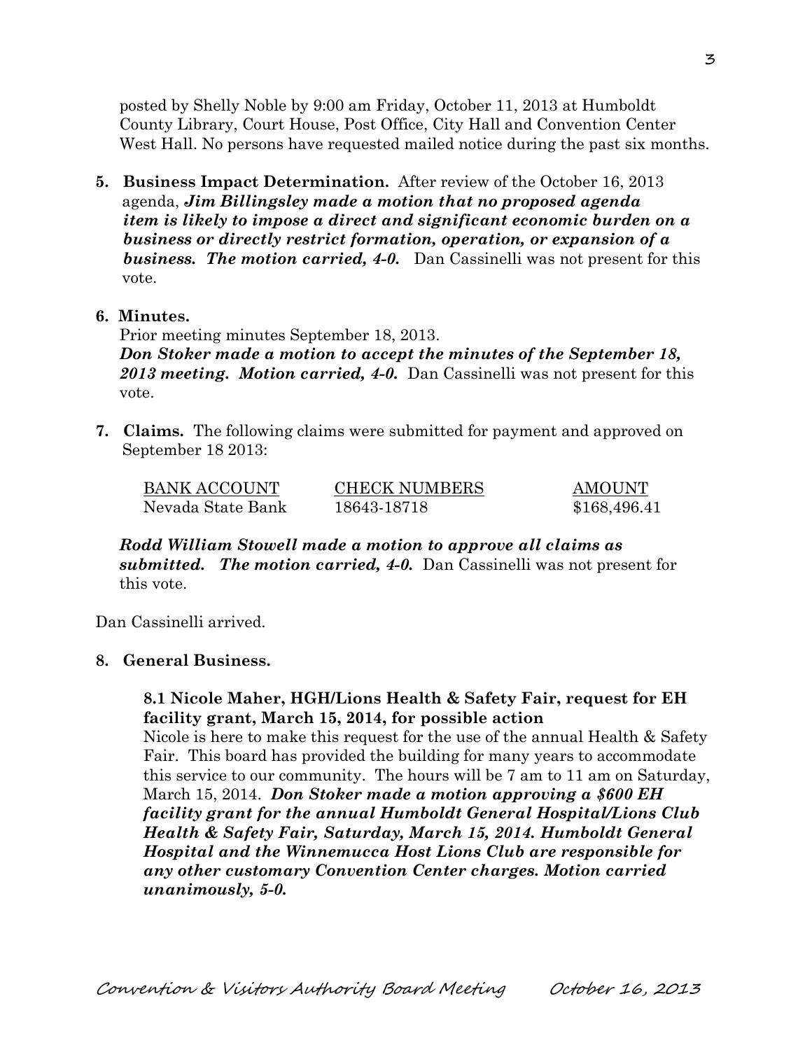posted by Shelly Noble by 9:00 am Friday, October 11, 2013 at Humboldt County Library, Court House, Post Office, City Hall and Convention Center West Hall. No persons have requested mailed notice during the past six months.

**5. Business Impact Determination.** After review of the October 16, 2013 agenda, ***Jim Billingsley made a motion that no proposed agenda item is likely to impose a direct and significant economic burden on a business or directly restrict formation, operation, or expansion of a business. The motion carried, 4-0.*** Dan Cassinelli was not present for this vote.

**6. Minutes.**

Prior meeting minutes September 18, 2013.

***Don Stoker made a motion to accept the minutes of the September 18, 2013 meeting. Motion carried, 4-0.*** Dan Cassinelli was not present for this vote.

**7. Claims.** The following claims were submitted for payment and approved on September 18 2013:

| BANK ACCOUNT | CHECK NUMBERS | AMOUNT |
|---|---|---|
| Nevada State Bank | 18643-18718 | $168,496.41 |

***Rodd William Stowell made a motion to approve all claims as submitted. The motion carried, 4-0.*** Dan Cassinelli was not present for this vote.

Dan Cassinelli arrived.

**8. General Business.**

**8.1 Nicole Maher, HGH/Lions Health & Safety Fair, request for EH facility grant, March 15, 2014, for possible action**

Nicole is here to make this request for the use of the annual Health & Safety Fair. This board has provided the building for many years to accommodate this service to our community. The hours will be 7 am to 11 am on Saturday, March 15, 2014. ***Don Stoker made a motion approving a $600 EH facility grant for the annual Humboldt General Hospital/Lions Club Health & Safety Fair, Saturday, March 15, 2014. Humboldt General Hospital and the Winnemucca Host Lions Club are responsible for any other customary Convention Center charges. Motion carried unanimously, 5-0.***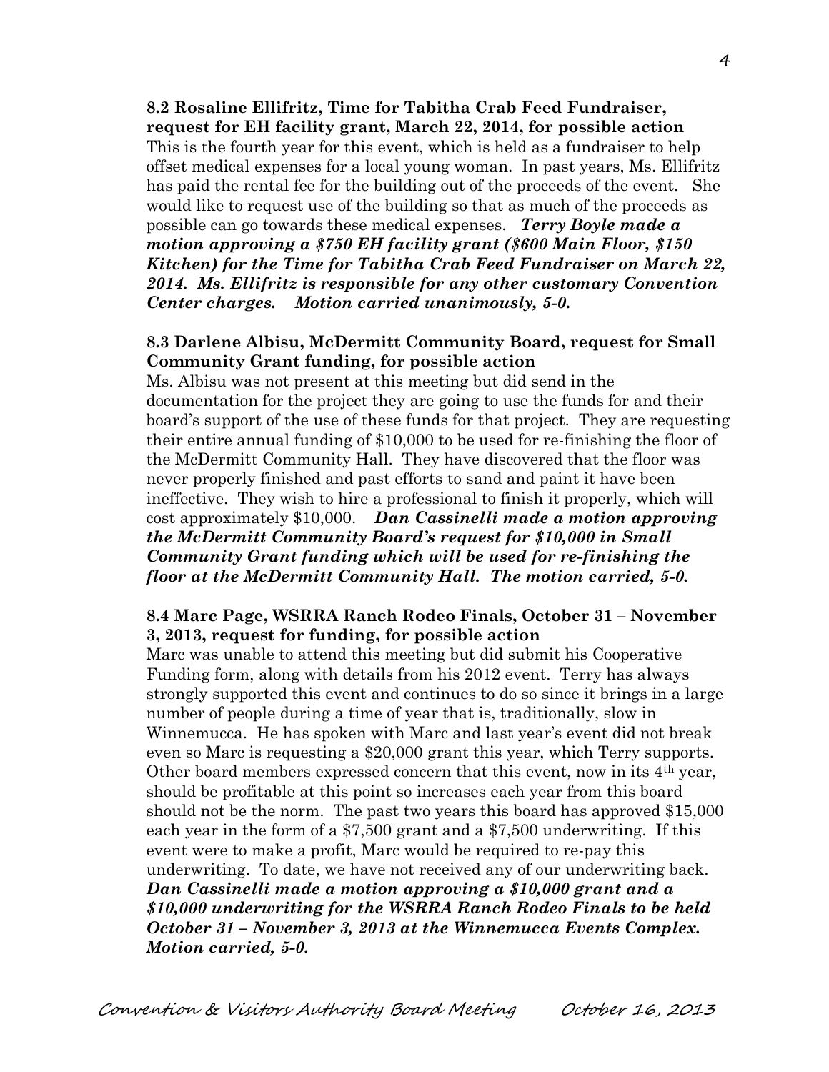**8.2 Rosaline Ellifritz, Time for Tabitha Crab Feed Fundraiser, request for EH facility grant, March 22, 2014, for possible action**

This is the fourth year for this event, which is held as a fundraiser to help offset medical expenses for a local young woman. In past years, Ms. Ellifritz has paid the rental fee for the building out of the proceeds of the event. She would like to request use of the building so that as much of the proceeds as possible can go towards these medical expenses. ***Terry Boyle made a motion approving a $750 EH facility grant ($600 Main Floor, $150 Kitchen) for the Time for Tabitha Crab Feed Fundraiser on March 22, 2014. Ms. Ellifritz is responsible for any other customary Convention Center charges. Motion carried unanimously, 5-0.***

**8.3 Darlene Albisu, McDermitt Community Board, request for Small Community Grant funding, for possible action**

Ms. Albisu was not present at this meeting but did send in the documentation for the project they are going to use the funds for and their board's support of the use of these funds for that project. They are requesting their entire annual funding of $10,000 to be used for re-finishing the floor of the McDermitt Community Hall. They have discovered that the floor was never properly finished and past efforts to sand and paint it have been ineffective. They wish to hire a professional to finish it properly, which will cost approximately $10,000. ***Dan Cassinelli made a motion approving the McDermitt Community Board's request for $10,000 in Small Community Grant funding which will be used for re-finishing the floor at the McDermitt Community Hall. The motion carried, 5-0.***

**8.4 Marc Page, WSRRA Ranch Rodeo Finals, October 31 – November 3, 2013, request for funding, for possible action**

Marc was unable to attend this meeting but did submit his Cooperative Funding form, along with details from his 2012 event. Terry has always strongly supported this event and continues to do so since it brings in a large number of people during a time of year that is, traditionally, slow in Winnemucca. He has spoken with Marc and last year's event did not break even so Marc is requesting a $20,000 grant this year, which Terry supports. Other board members expressed concern that this event, now in its 4th year, should be profitable at this point so increases each year from this board should not be the norm. The past two years this board has approved $15,000 each year in the form of a $7,500 grant and a $7,500 underwriting. If this event were to make a profit, Marc would be required to re-pay this underwriting. To date, we have not received any of our underwriting back. ***Dan Cassinelli made a motion approving a $10,000 grant and a $10,000 underwriting for the WSRRA Ranch Rodeo Finals to be held October 31 – November 3, 2013 at the Winnemucca Events Complex. Motion carried, 5-0.***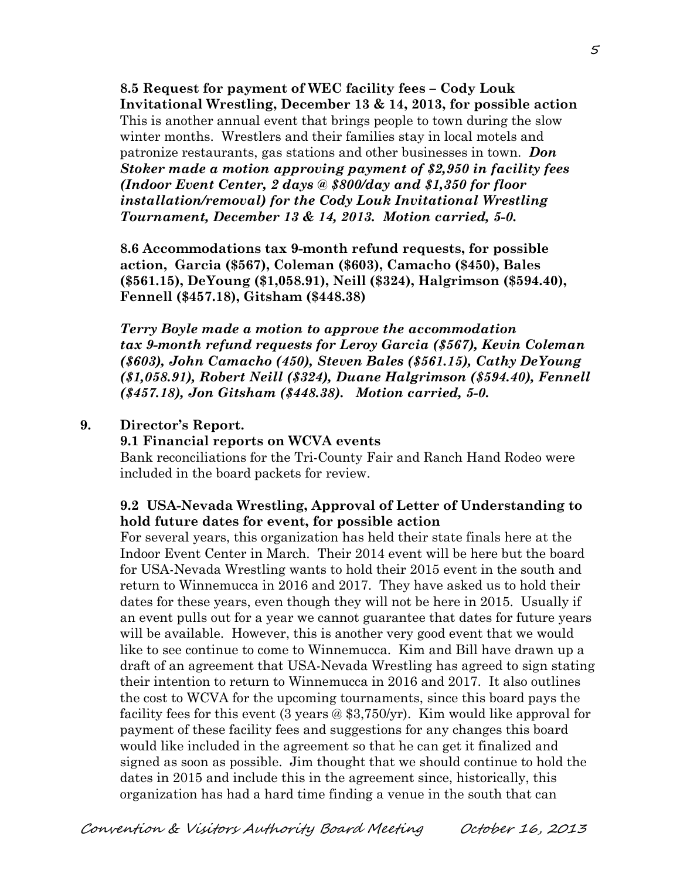**8.5 Request for payment of WEC facility fees – Cody Louk Invitational Wrestling, December 13 & 14, 2013, for possible action**

This is another annual event that brings people to town during the slow winter months. Wrestlers and their families stay in local motels and patronize restaurants, gas stations and other businesses in town. ***Don Stoker made a motion approving payment of $2,950 in facility fees (Indoor Event Center, 2 days @ $800/day and $1,350 for floor installation/removal) for the Cody Louk Invitational Wrestling Tournament, December 13 & 14, 2013. Motion carried, 5-0.***

**8.6 Accommodations tax 9-month refund requests, for possible action, Garcia ($567), Coleman ($603), Camacho ($450), Bales ($561.15), DeYoung ($1,058.91), Neill ($324), Halgrimson ($594.40), Fennell ($457.18), Gitsham ($448.38)**

***Terry Boyle made a motion to approve the accommodation tax 9-month refund requests for Leroy Garcia ($567), Kevin Coleman ($603), John Camacho (450), Steven Bales ($561.15), Cathy DeYoung ($1,058.91), Robert Neill ($324), Duane Halgrimson ($594.40), Fennell ($457.18), Jon Gitsham ($448.38). Motion carried, 5-0.***

**9. Director's Report.**

**9.1 Financial reports on WCVA events**

Bank reconciliations for the Tri-County Fair and Ranch Hand Rodeo were included in the board packets for review.

**9.2 USA-Nevada Wrestling, Approval of Letter of Understanding to hold future dates for event, for possible action**

For several years, this organization has held their state finals here at the Indoor Event Center in March. Their 2014 event will be here but the board for USA-Nevada Wrestling wants to hold their 2015 event in the south and return to Winnemucca in 2016 and 2017. They have asked us to hold their dates for these years, even though they will not be here in 2015. Usually if an event pulls out for a year we cannot guarantee that dates for future years will be available. However, this is another very good event that we would like to see continue to come to Winnemucca. Kim and Bill have drawn up a draft of an agreement that USA-Nevada Wrestling has agreed to sign stating their intention to return to Winnemucca in 2016 and 2017. It also outlines the cost to WCVA for the upcoming tournaments, since this board pays the facility fees for this event (3 years @ $3,750/yr). Kim would like approval for payment of these facility fees and suggestions for any changes this board would like included in the agreement so that he can get it finalized and signed as soon as possible. Jim thought that we should continue to hold the dates in 2015 and include this in the agreement since, historically, this organization has had a hard time finding a venue in the south that can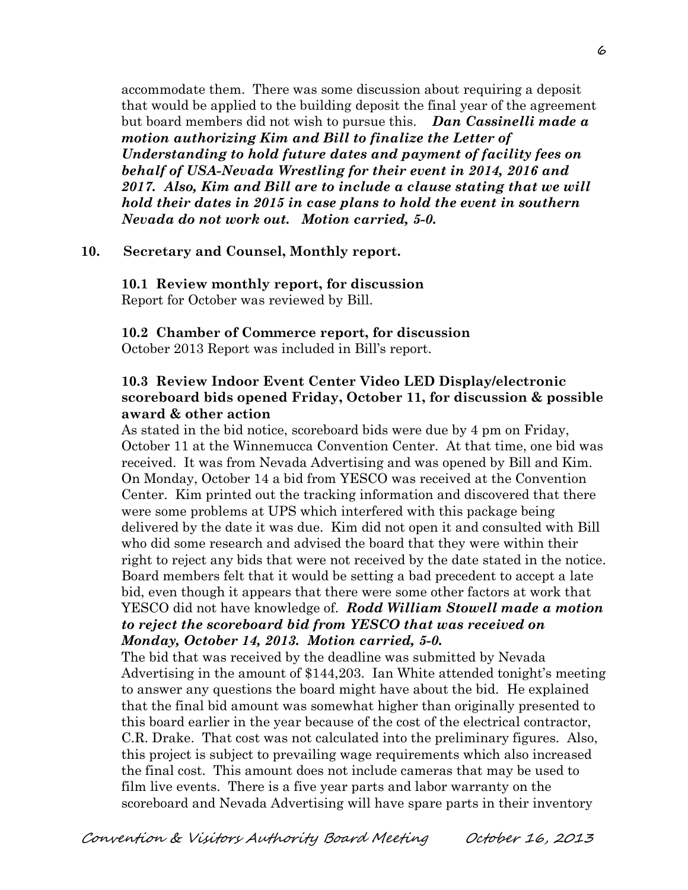accommodate them. There was some discussion about requiring a deposit that would be applied to the building deposit the final year of the agreement but board members did not wish to pursue this. ***Dan Cassinelli made a motion authorizing Kim and Bill to finalize the Letter of Understanding to hold future dates and payment of facility fees on behalf of USA-Nevada Wrestling for their event in 2014, 2016 and 2017. Also, Kim and Bill are to include a clause stating that we will hold their dates in 2015 in case plans to hold the event in southern Nevada do not work out. Motion carried, 5-0.***

**10. Secretary and Counsel, Monthly report.**

**10.1 Review monthly report, for discussion**
Report for October was reviewed by Bill.

**10.2 Chamber of Commerce report, for discussion**
October 2013 Report was included in Bill's report.

**10.3 Review Indoor Event Center Video LED Display/electronic scoreboard bids opened Friday, October 11, for discussion & possible award & other action**
As stated in the bid notice, scoreboard bids were due by 4 pm on Friday, October 11 at the Winnemucca Convention Center. At that time, one bid was received. It was from Nevada Advertising and was opened by Bill and Kim. On Monday, October 14 a bid from YESCO was received at the Convention Center. Kim printed out the tracking information and discovered that there were some problems at UPS which interfered with this package being delivered by the date it was due. Kim did not open it and consulted with Bill who did some research and advised the board that they were within their right to reject any bids that were not received by the date stated in the notice. Board members felt that it would be setting a bad precedent to accept a late bid, even though it appears that there were some other factors at work that YESCO did not have knowledge of. ***Rodd William Stowell made a motion to reject the scoreboard bid from YESCO that was received on Monday, October 14, 2013. Motion carried, 5-0.***
The bid that was received by the deadline was submitted by Nevada Advertising in the amount of $144,203. Ian White attended tonight's meeting to answer any questions the board might have about the bid. He explained that the final bid amount was somewhat higher than originally presented to this board earlier in the year because of the cost of the electrical contractor, C.R. Drake. That cost was not calculated into the preliminary figures. Also, this project is subject to prevailing wage requirements which also increased the final cost. This amount does not include cameras that may be used to film live events. There is a five year parts and labor warranty on the scoreboard and Nevada Advertising will have spare parts in their inventory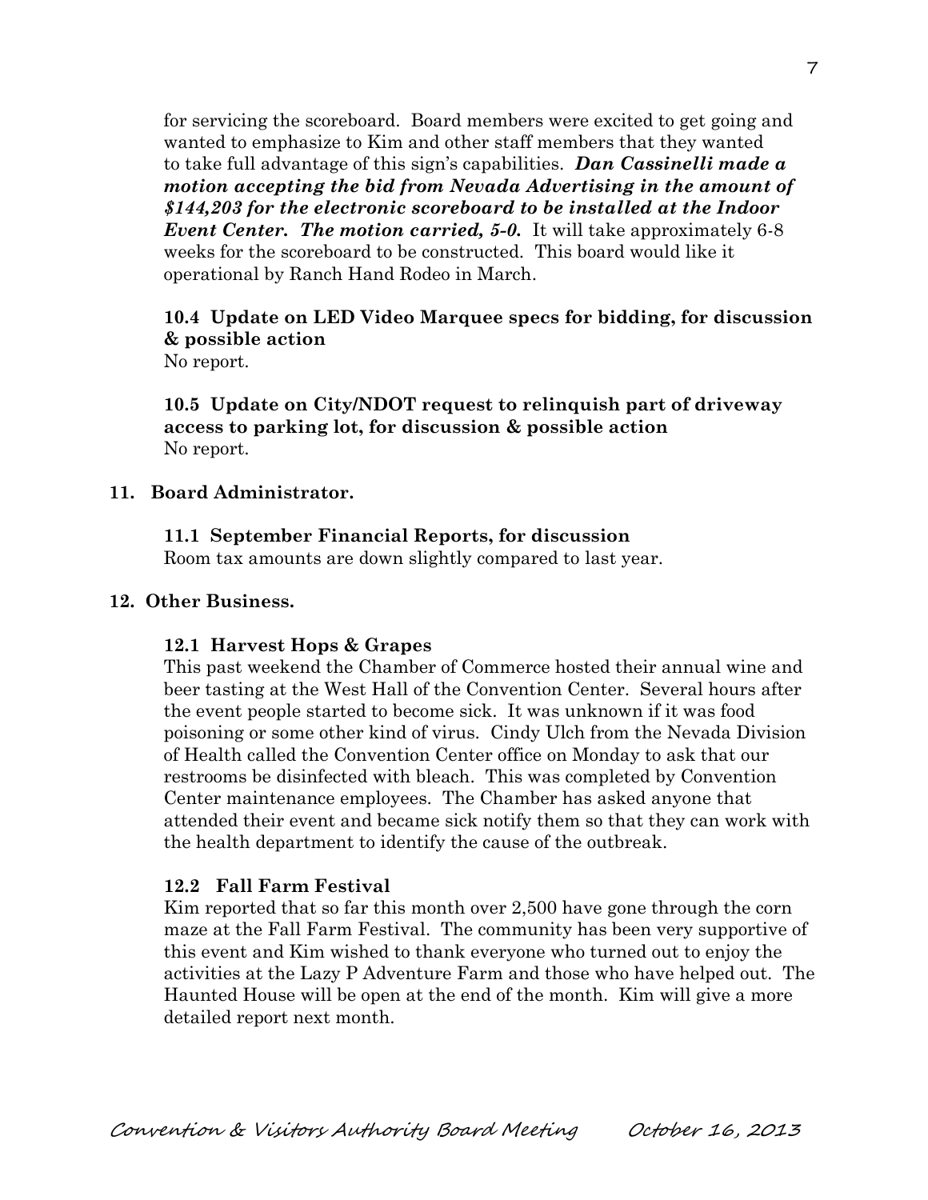for servicing the scoreboard. Board members were excited to get going and wanted to emphasize to Kim and other staff members that they wanted to take full advantage of this sign's capabilities. ***Dan Cassinelli made a motion accepting the bid from Nevada Advertising in the amount of $144,203 for the electronic scoreboard to be installed at the Indoor Event Center. The motion carried, 5-0.*** It will take approximately 6-8 weeks for the scoreboard to be constructed. This board would like it operational by Ranch Hand Rodeo in March.

**10.4 Update on LED Video Marquee specs for bidding, for discussion & possible action**

No report.

**10.5 Update on City/NDOT request to relinquish part of driveway access to parking lot, for discussion & possible action**

No report.

**11. Board Administrator.**

**11.1 September Financial Reports, for discussion**

Room tax amounts are down slightly compared to last year.

**12. Other Business.**

**12.1 Harvest Hops & Grapes**

This past weekend the Chamber of Commerce hosted their annual wine and beer tasting at the West Hall of the Convention Center. Several hours after the event people started to become sick. It was unknown if it was food poisoning or some other kind of virus. Cindy Ulch from the Nevada Division of Health called the Convention Center office on Monday to ask that our restrooms be disinfected with bleach. This was completed by Convention Center maintenance employees. The Chamber has asked anyone that attended their event and became sick notify them so that they can work with the health department to identify the cause of the outbreak.

**12.2 Fall Farm Festival**

Kim reported that so far this month over 2,500 have gone through the corn maze at the Fall Farm Festival. The community has been very supportive of this event and Kim wished to thank everyone who turned out to enjoy the activities at the Lazy P Adventure Farm and those who have helped out. The Haunted House will be open at the end of the month. Kim will give a more detailed report next month.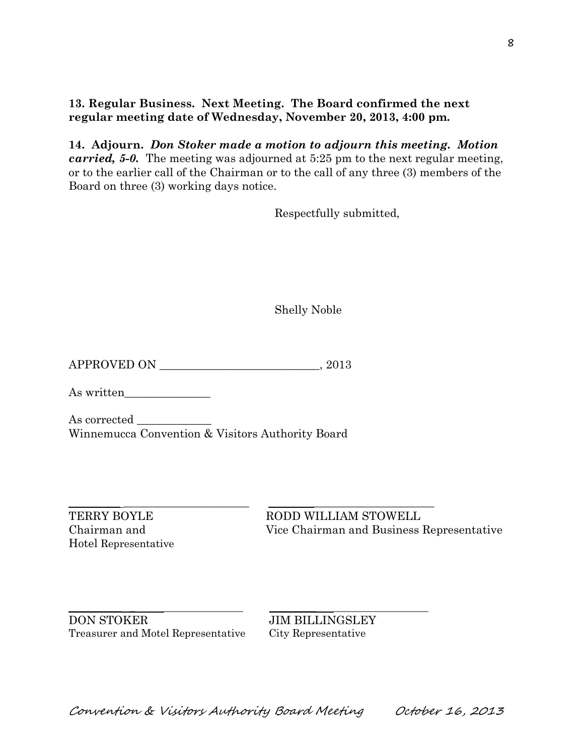**13. Regular Business. Next Meeting. The Board confirmed the next regular meeting date of Wednesday, November 20, 2013, 4:00 pm.**

**14. Adjourn.** ***Don Stoker made a motion to adjourn this meeting. Motion carried, 5-0.*** The meeting was adjourned at 5:25 pm to the next regular meeting, or to the earlier call of the Chairman or to the call of any three (3) members of the Board on three (3) working days notice.

Respectfully submitted,

Shelly Noble

APPROVED ON ___________________________, 2013

As written_______________

As corrected _____________
Winnemucca Convention & Visitors Authority Board

_______________________________

TERRY BOYLE
Chairman and
Hotel Representative

_______________________________

RODD WILLIAM STOWELL
Vice Chairman and Business Representative

_______________________________

DON STOKER
Treasurer and Motel Representative

_______________________________

JIM BILLINGSLEY
City Representative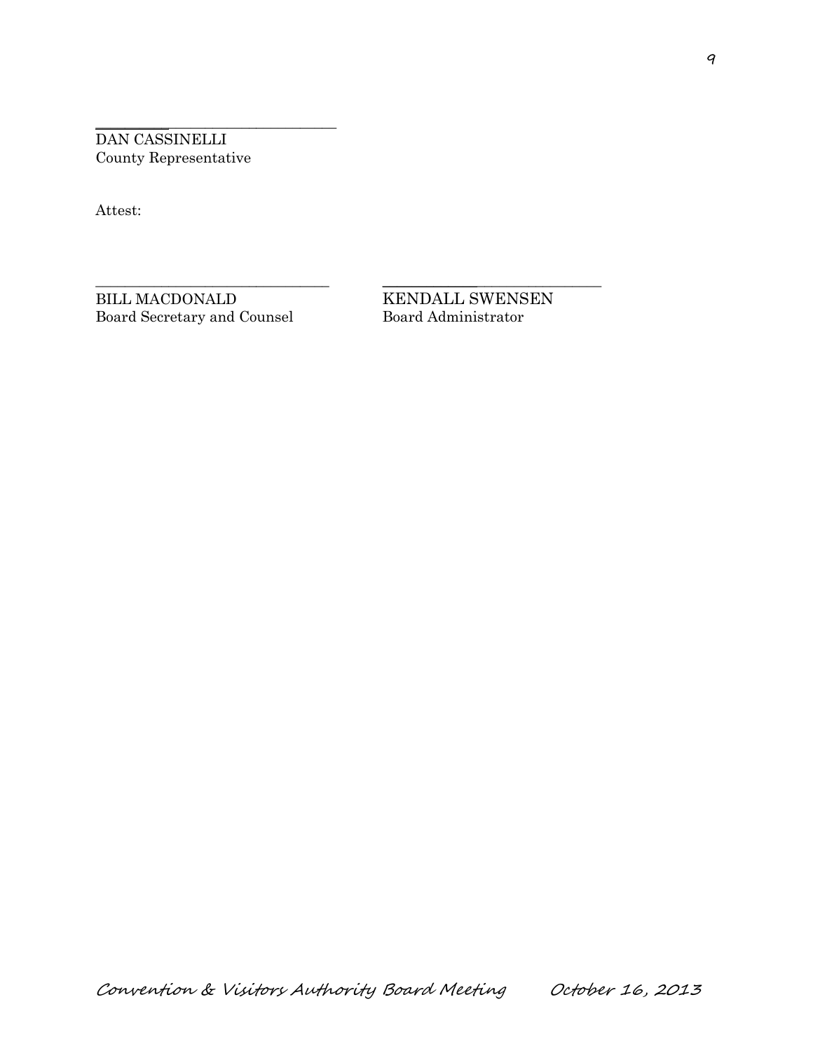\_\_\_\_\_\_\_\_\_\_\_\_\_\_\_\_\_\_\_\_\_\_\_\_\_\_\_\_\_\_\_\_
DAN CASSINELLI
County Representative

Attest:

| | |
|---|---|
| \_\_\_\_\_\_\_\_\_\_\_\_\_\_\_\_\_\_\_\_\_\_\_\_\_\_\_\_\_\_\_\_ | \_\_\_\_\_\_\_\_\_\_\_\_\_\_\_\_\_\_\_\_\_\_\_\_\_\_\_\_\_\_\_\_ |
| BILL MACDONALD | KENDALL SWENSEN |
| Board Secretary and Counsel | Board Administrator |